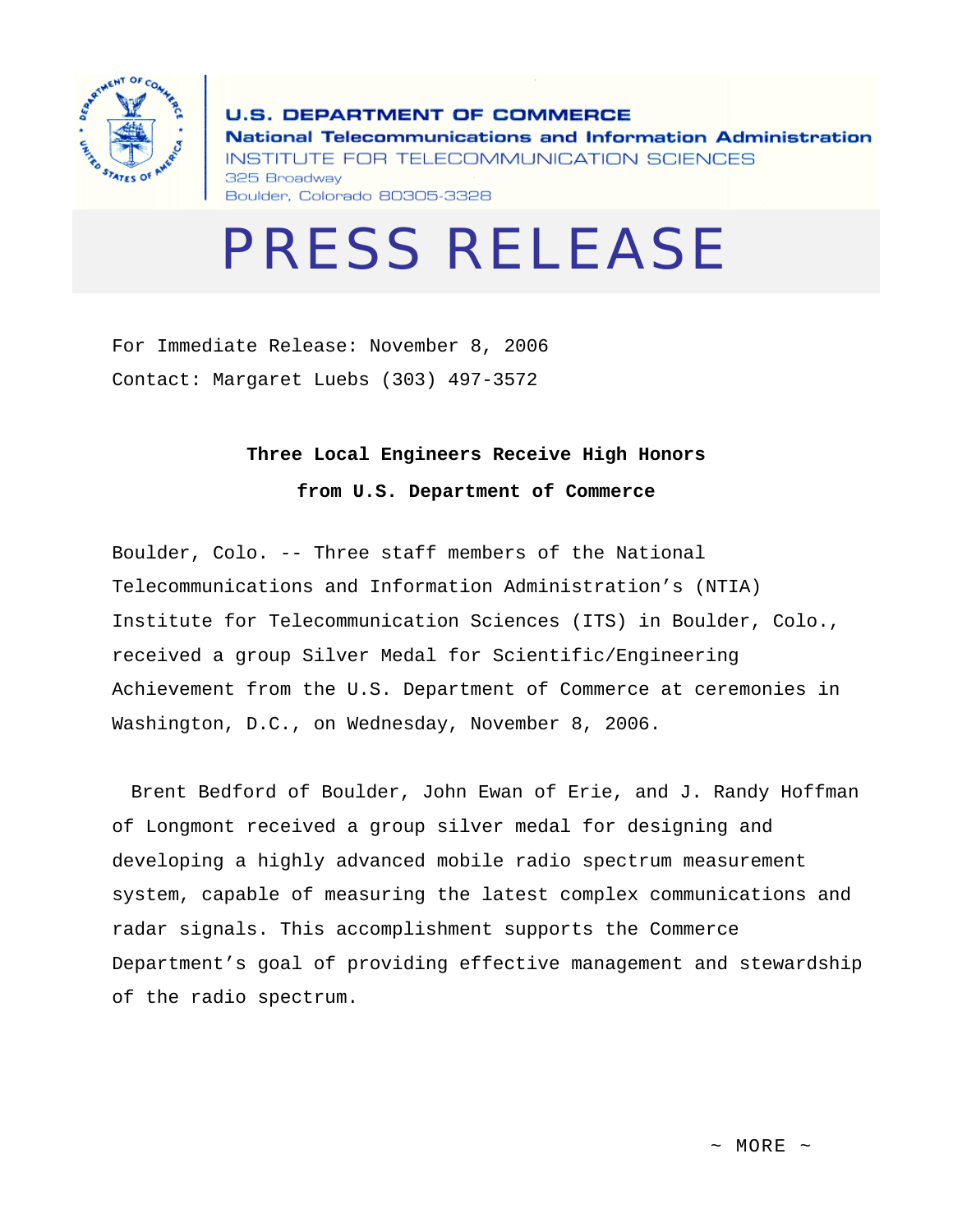**U.S. DEPARTMENT OF COMMERCE**
**National Telecommunications and Information Administration**
INSTITUTE FOR TELECOMMUNICATION SCIENCES
325 Broadway
Boulder, Colorado 80305-3328

# PRESS RELEASE

For Immediate Release: November 8, 2006
Contact: Margaret Luebs (303) 497-3572

## Three Local Engineers Receive High Honors from U.S. Department of Commerce

Boulder, Colo. -- Three staff members of the National Telecommunications and Information Administration's (NTIA) Institute for Telecommunication Sciences (ITS) in Boulder, Colo., received a group Silver Medal for Scientific/Engineering Achievement from the U.S. Department of Commerce at ceremonies in Washington, D.C., on Wednesday, November 8, 2006.

Brent Bedford of Boulder, John Ewan of Erie, and J. Randy Hoffman of Longmont received a group silver medal for designing and developing a highly advanced mobile radio spectrum measurement system, capable of measuring the latest complex communications and radar signals. This accomplishment supports the Commerce Department's goal of providing effective management and stewardship of the radio spectrum.

~ MORE ~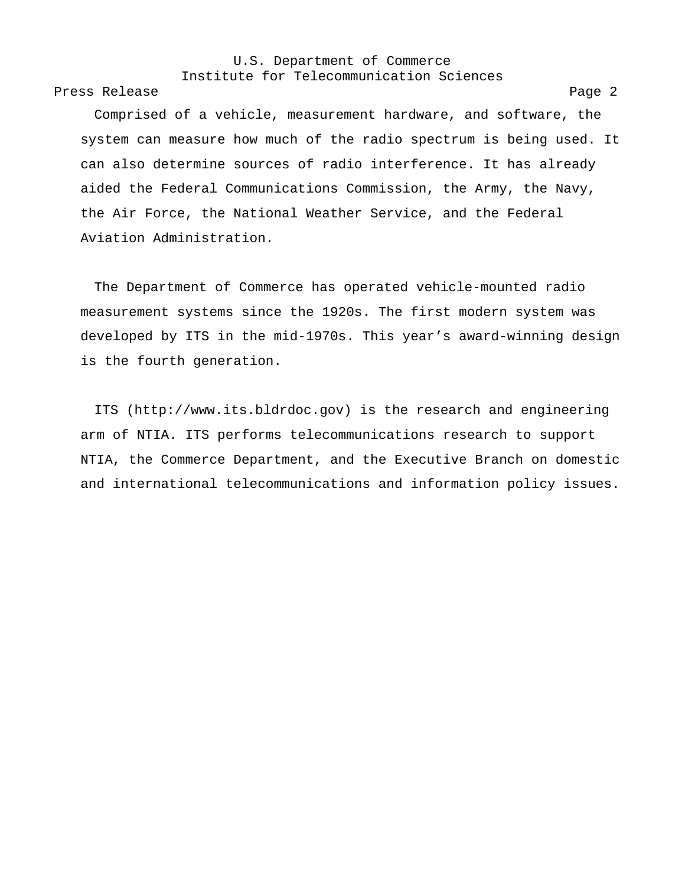Comprised of a vehicle, measurement hardware, and software, the system can measure how much of the radio spectrum is being used. It can also determine sources of radio interference. It has already aided the Federal Communications Commission, the Army, the Navy, the Air Force, the National Weather Service, and the Federal Aviation Administration.

The Department of Commerce has operated vehicle-mounted radio measurement systems since the 1920s. The first modern system was developed by ITS in the mid-1970s. This year's award-winning design is the fourth generation.

ITS (http://www.its.bldrdoc.gov) is the research and engineering arm of NTIA. ITS performs telecommunications research to support NTIA, the Commerce Department, and the Executive Branch on domestic and international telecommunications and information policy issues.